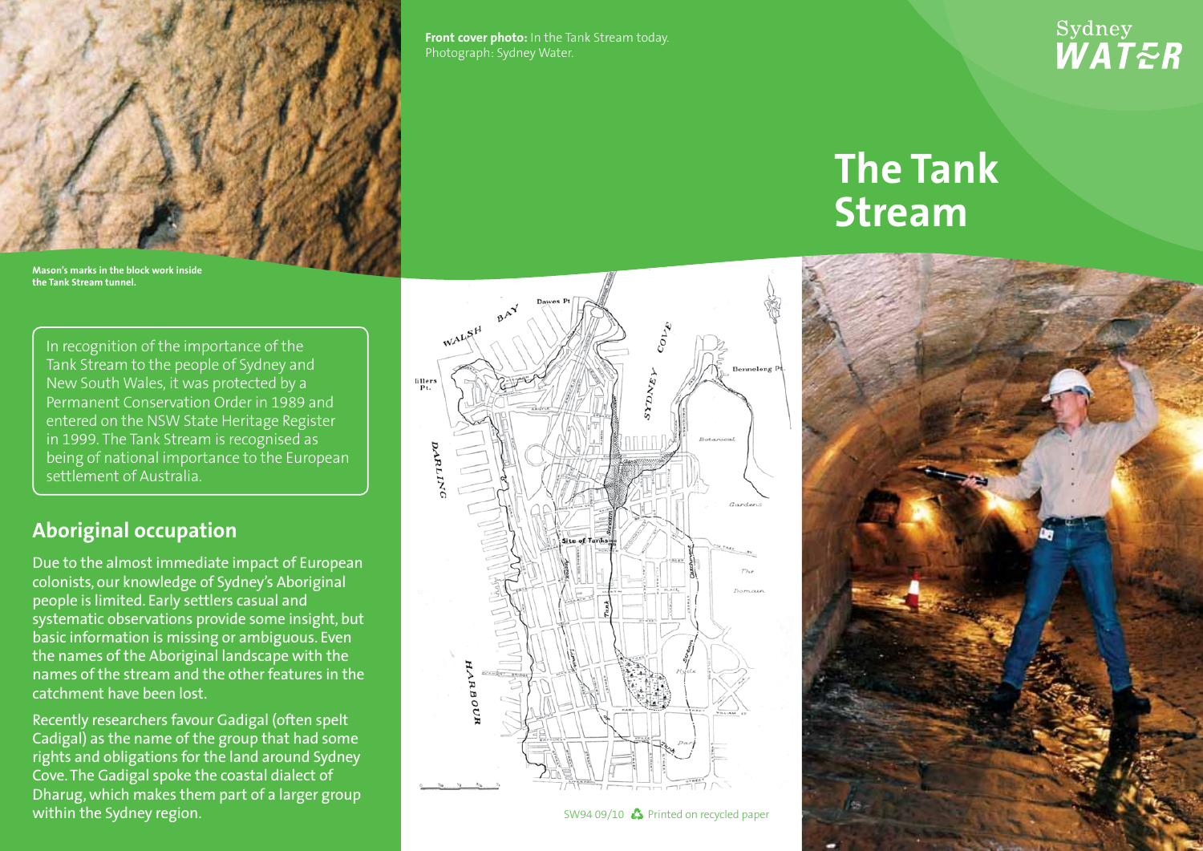# The Tank Stream

Front cover photo: In the Tank Stream today. Photograph: Sydney Water.

Mason's marks in the block work inside the Tank Stream tunnel.

In recognition of the importance of the Tank Stream to the people of Sydney and New South Wales, it was protected by a Permanent Conservation Order in 1989 and entered on the NSW State Heritage Register in 1999. The Tank Stream is recognised as being of national importance to the European settlement of Australia.

## Aboriginal occupation

Due to the almost immediate impact of European colonists, our knowledge of Sydney's Aboriginal people is limited. Early settlers casual and systematic observations provide some insight, but basic information is missing or ambiguous. Even the names of the Aboriginal landscape with the names of the stream and the other features in the catchment have been lost.

Recently researchers favour Gadigal (often spelt Cadigal) as the name of the group that had some rights and obligations for the land around Sydney Cove. The Gadigal spoke the coastal dialect of Dharug, which makes them part of a larger group within the Sydney region.

SW94 09/10 Printed on recycled paper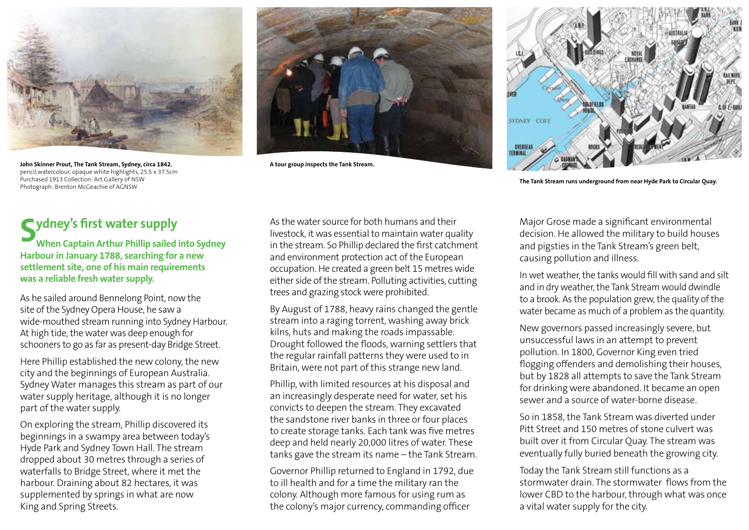John Skinner Prout, The Tank Stream, Sydney, circa 1842.
pencil,watercolour, opaque white highlights, 25.5 x 37.5cm
Purchased 1913 Collection: Art Gallery of NSW
Photograph: Brenton McGeachie of AGNSW

A tour group inspects the Tank Stream.

The Tank Stream runs underground from near Hyde Park to Circular Quay.

# Sydney's first water supply

**When Captain Arthur Phillip sailed into Sydney Harbour in January 1788, searching for a new settlement site, one of his main requirements was a reliable fresh water supply.**

As he sailed around Bennelong Point, now the site of the Sydney Opera House, he saw a wide-mouthed stream running into Sydney Harbour. At high tide, the water was deep enough for schooners to go as far as present-day Bridge Street.

Here Phillip established the new colony, the new city and the beginnings of European Australia. Sydney Water manages this stream as part of our water supply heritage, although it is no longer part of the water supply.

On exploring the stream, Phillip discovered its beginnings in a swampy area between today's Hyde Park and Sydney Town Hall. The stream dropped about 30 metres through a series of waterfalls to Bridge Street, where it met the harbour. Draining about 82 hectares, it was supplemented by springs in what are now King and Spring Streets.

As the water source for both humans and their livestock, it was essential to maintain water quality in the stream. So Phillip declared the first catchment and environment protection act of the European occupation. He created a green belt 15 metres wide either side of the stream. Polluting activities, cutting trees and grazing stock were prohibited.

By August of 1788, heavy rains changed the gentle stream into a raging torrent, washing away brick kilns, huts and making the roads impassable. Drought followed the floods, warning settlers that the regular rainfall patterns they were used to in Britain, were not part of this strange new land.

Phillip, with limited resources at his disposal and an increasingly desperate need for water, set his convicts to deepen the stream. They excavated the sandstone river banks in three or four places to create storage tanks. Each tank was five metres deep and held nearly 20,000 litres of water. These tanks gave the stream its name – the Tank Stream.

Governor Phillip returned to England in 1792, due to ill health and for a time the military ran the colony. Although more famous for using rum as the colony's major currency, commanding officer Major Grose made a significant environmental decision. He allowed the military to build houses and pigsties in the Tank Stream's green belt, causing pollution and illness.

In wet weather, the tanks would fill with sand and silt and in dry weather, the Tank Stream would dwindle to a brook. As the population grew, the quality of the water became as much of a problem as the quantity.

New governors passed increasingly severe, but unsuccessful laws in an attempt to prevent pollution. In 1800, Governor King even tried flogging offenders and demolishing their houses, but by 1828 all attempts to save the Tank Stream for drinking were abandoned. It became an open sewer and a source of water-borne disease.

So in 1858, the Tank Stream was diverted under Pitt Street and 150 metres of stone culvert was built over it from Circular Quay. The stream was eventually fully buried beneath the growing city.

Today the Tank Stream still functions as a stormwater drain. The stormwater flows from the lower CBD to the harbour, through what was once a vital water supply for the city.